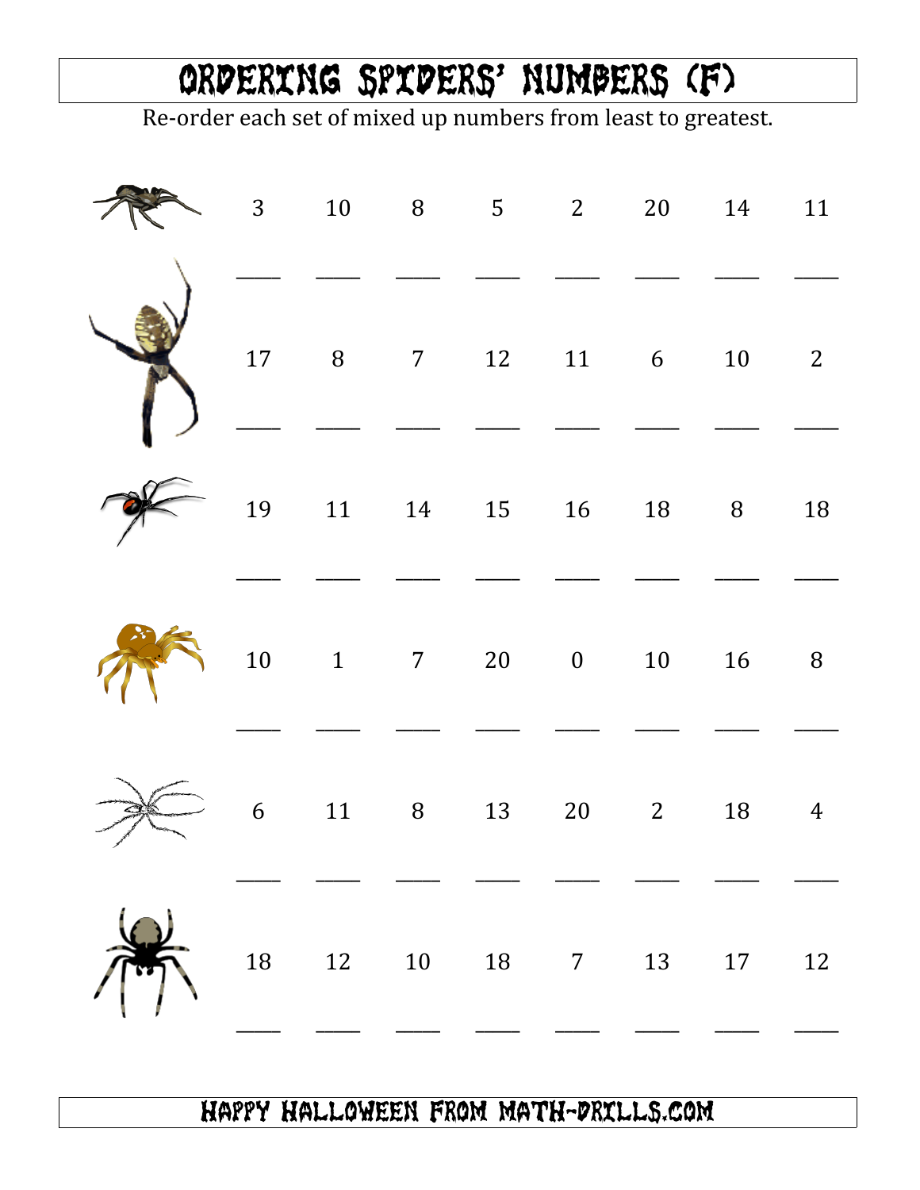# ORDERING SPIDERS' NUMBERS (F)

Re-order each set of mixed up numbers from least to greatest.

3 10 8 5 2 20 14 11

____ ____ ____ ____ ____ ____ ____ ____

17 8 7 12 11 6 10 2

____ ____ ____ ____ ____ ____ ____ ____

19 11 14 15 16 18 8 18

____ ____ ____ ____ ____ ____ ____ ____

10 1 7 20 0 10 16 8

____ ____ ____ ____ ____ ____ ____ ____

6 11 8 13 20 2 18 4

____ ____ ____ ____ ____ ____ ____ ____

18 12 10 18 7 13 17 12

____ ____ ____ ____ ____ ____ ____ ____

HAPPY HALLOWEEN FROM MATH-DRILLS.COM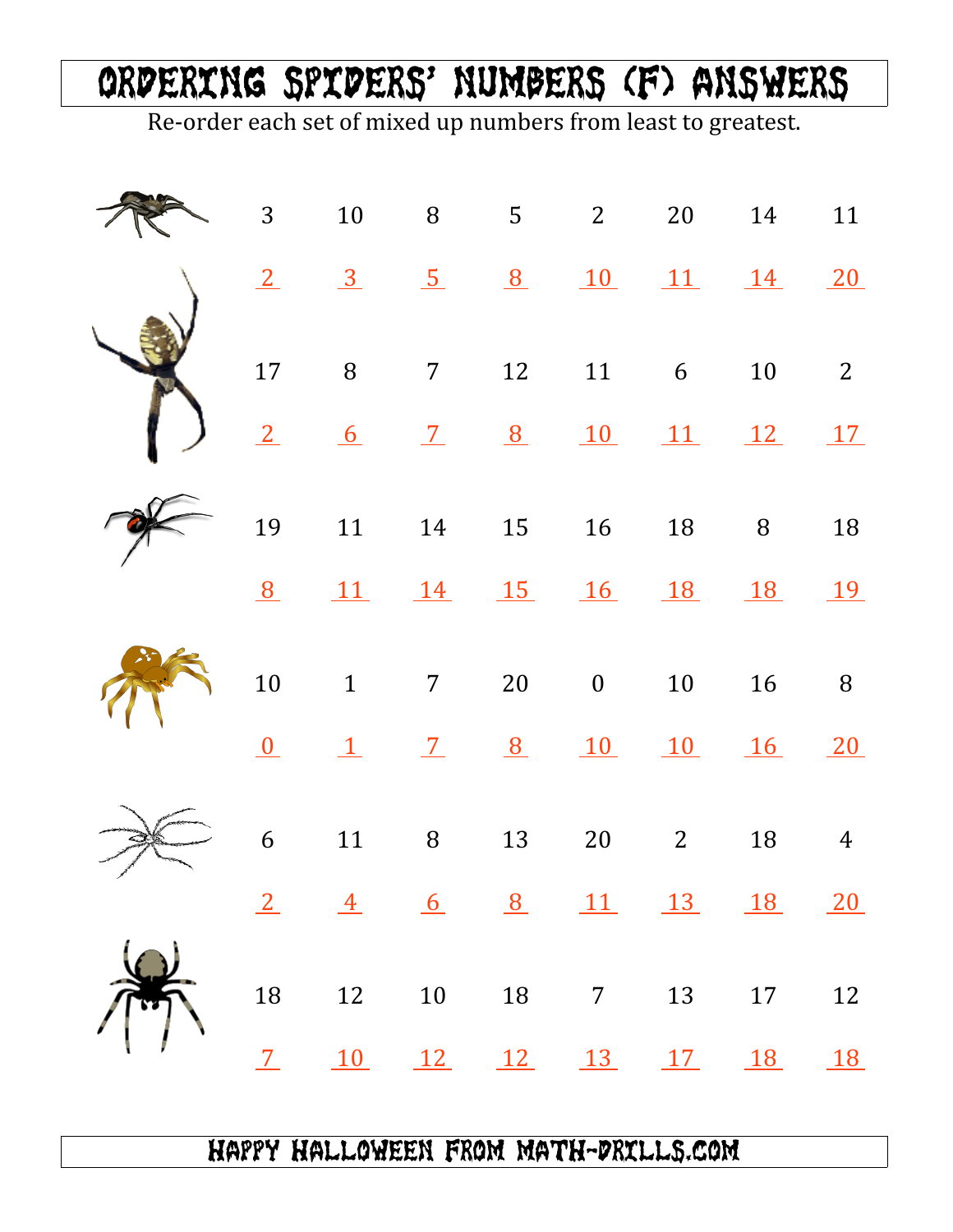# Ordering Spiders' Numbers (F) Answers

Re-order each set of mixed up numbers from least to greatest.

| | | | | | | | |
|---|---|---|---|---|---|---|---|
| 3 | 10 | 8 | 5 | 2 | 20 | 14 | 11 |
| 2 | 3 | 5 | 8 | 10 | 11 | 14 | 20 |
| 17 | 8 | 7 | 12 | 11 | 6 | 10 | 2 |
| 2 | 6 | 7 | 8 | 10 | 11 | 12 | 17 |
| 19 | 11 | 14 | 15 | 16 | 18 | 8 | 18 |
| 8 | 11 | 14 | 15 | 16 | 18 | 18 | 19 |
| 10 | 1 | 7 | 20 | 0 | 10 | 16 | 8 |
| 0 | 1 | 7 | 8 | 10 | 10 | 16 | 20 |
| 6 | 11 | 8 | 13 | 20 | 2 | 18 | 4 |
| 2 | 4 | 6 | 8 | 11 | 13 | 18 | 20 |
| 18 | 12 | 10 | 18 | 7 | 13 | 17 | 12 |
| 7 | 10 | 12 | 12 | 13 | 17 | 18 | 18 |

Happy Halloween from Math-Drills.com